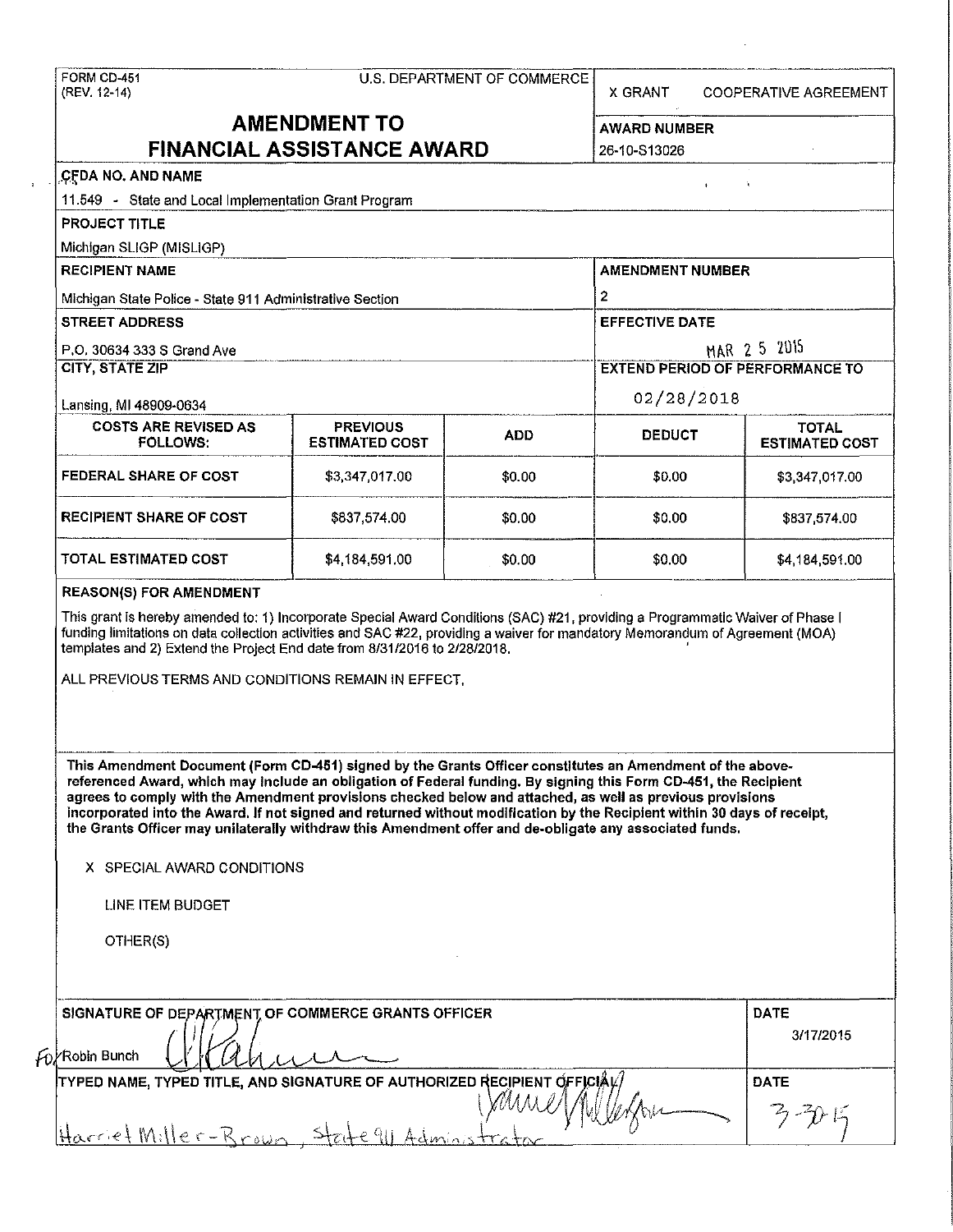FORM CD-451
(REV. 12-14)

U.S. DEPARTMENT OF COMMERCE

X GRANT    COOPERATIVE AGREEMENT

# AMENDMENT TO FINANCIAL ASSISTANCE AWARD

**AWARD NUMBER**
26-10-S13026

**CFDA NO. AND NAME**
11.549 - State and Local Implementation Grant Program

**PROJECT TITLE**
Michigan SLIGP (MISLIGP)

**RECIPIENT NAME**
Michigan State Police - State 911 Administrative Section

**AMENDMENT NUMBER**
2

**STREET ADDRESS**
P.O. 30634 333 S Grand Ave

**EFFECTIVE DATE**
MAR 25 2015

**CITY, STATE ZIP**
Lansing, MI 48909-0634

**EXTEND PERIOD OF PERFORMANCE TO**
02/28/2018

| COSTS ARE REVISED AS FOLLOWS: | PREVIOUS ESTIMATED COST | ADD | DEDUCT | TOTAL ESTIMATED COST |
|---|---|---|---|---|
| FEDERAL SHARE OF COST | $3,347,017.00 | $0.00 | $0.00 | $3,347,017.00 |
| RECIPIENT SHARE OF COST | $837,574.00 | $0.00 | $0.00 | $837,574.00 |
| TOTAL ESTIMATED COST | $4,184,591.00 | $0.00 | $0.00 | $4,184,591.00 |

**REASON(S) FOR AMENDMENT**

This grant is hereby amended to: 1) Incorporate Special Award Conditions (SAC) #21, providing a Programmatic Waiver of Phase I funding limitations on data collection activities and SAC #22, providing a waiver for mandatory Memorandum of Agreement (MOA) templates and 2) Extend the Project End date from 8/31/2016 to 2/28/2018.

ALL PREVIOUS TERMS AND CONDITIONS REMAIN IN EFFECT.

**This Amendment Document (Form CD-451) signed by the Grants Officer constitutes an Amendment of the above-referenced Award, which may include an obligation of Federal funding. By signing this Form CD-451, the Recipient agrees to comply with the Amendment provisions checked below and attached, as well as previous provisions incorporated into the Award. If not signed and returned without modification by the Recipient within 30 days of receipt, the Grants Officer may unilaterally withdraw this Amendment offer and de-obligate any associated funds.**

X SPECIAL AWARD CONDITIONS

LINE ITEM BUDGET

OTHER(S)

**SIGNATURE OF DEPARTMENT OF COMMERCE GRANTS OFFICER**
For Robin Bunch

**DATE**
3/17/2015

**TYPED NAME, TYPED TITLE, AND SIGNATURE OF AUTHORIZED RECIPIENT OFFICIAL**
Harriet Miller-Brown, State 911 Administrator

**DATE**
3-20-15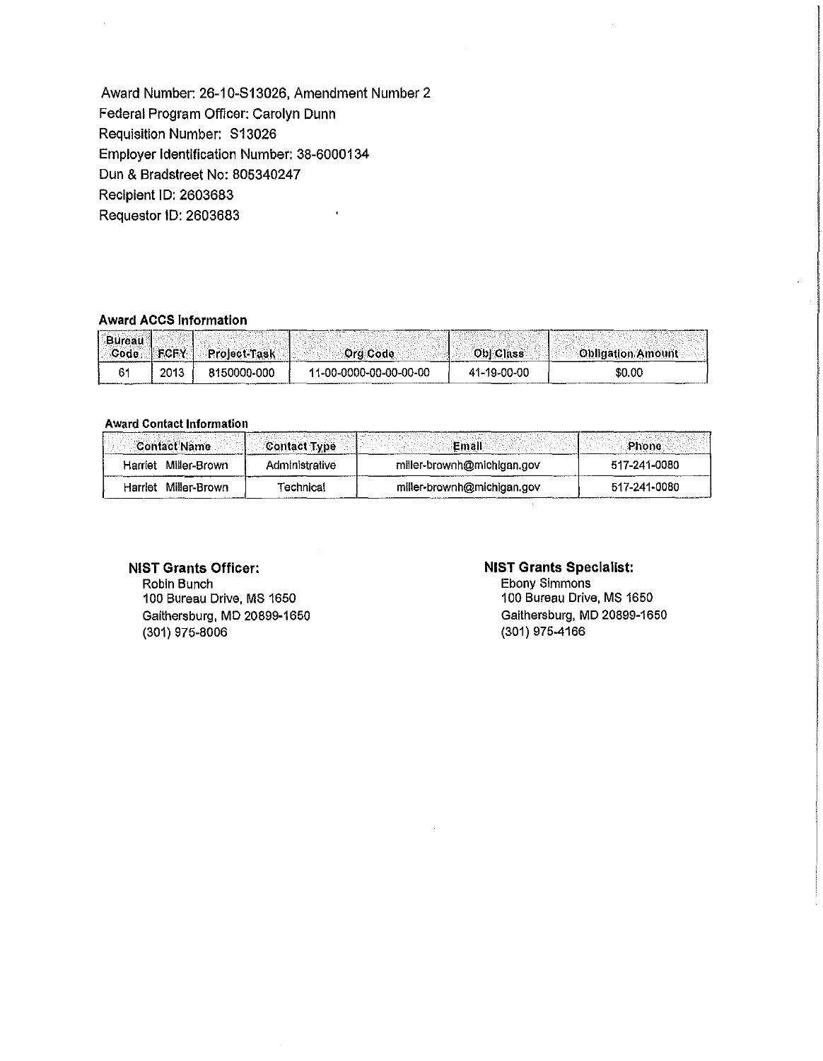Award Number: 26-10-S13026, Amendment Number 2
Federal Program Officer: Carolyn Dunn
Requisition Number: S13026
Employer Identification Number: 38-6000134
Dun & Bradstreet No: 805340247
Recipient ID: 2603683
Requestor ID: 2603683

**Award ACCS Information**

| Bureau Code | FCFY | Project-Task | Org Code | Obj Class | Obligation Amount |
|---|---|---|---|---|---|
| 61 | 2013 | 8150000-000 | 11-00-0000-00-00-00-00 | 41-19-00-00 | $0.00 |

**Award Contact Information**

| Contact Name | Contact Type | Email | Phone |
|---|---|---|---|
| Harriet Miller-Brown | Administrative | miller-brownh@michigan.gov | 517-241-0080 |
| Harriet Miller-Brown | Technical | miller-brownh@michigan.gov | 517-241-0080 |

**NIST Grants Officer:**
Robin Bunch
100 Bureau Drive, MS 1650
Gaithersburg, MD 20899-1650
(301) 975-8006

**NIST Grants Specialist:**
Ebony Simmons
100 Bureau Drive, MS 1650
Gaithersburg, MD 20899-1650
(301) 975-4166